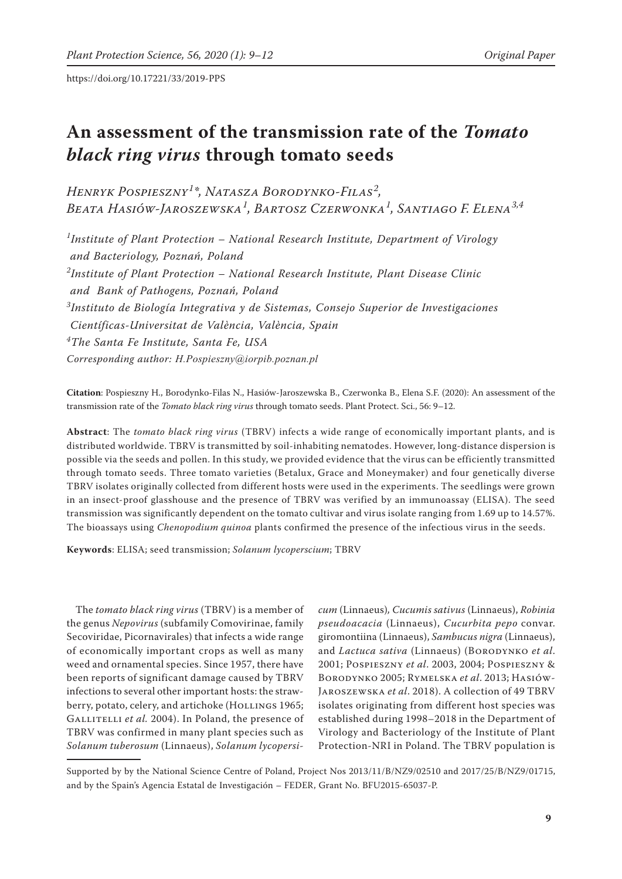# An assessment of the transmission rate of the *Tomato black ring virus* through tomato seeds

*Henryk Pospieszny[1]*, Natasza Borodynko-Filas[2], Beata Hasiów-Jaroszewska[1], Bartosz Czerwonka[1], Santiago F. Elena[3,4]*

*[1]Institute of Plant Protection – National Research Institute, Department of Virology and Bacteriology, Poznań, Poland*
*[2]Institute of Plant Protection – National Research Institute, Plant Disease Clinic and Bank of Pathogens, Poznań, Poland*
*[3]Instituto de Biología Integrativa y de Sistemas, Consejo Superior de Investigaciones Científicas-Universitat de València, València, Spain*
*[4]The Santa Fe Institute, Santa Fe, USA*
*Corresponding author: H.Pospieszny@iorpib.poznan.pl*

**Citation**: Pospieszny H., Borodynko-Filas N., Hasiów-Jaroszewska B., Czerwonka B., Elena S.F. (2020): An assessment of the transmission rate of the *Tomato black ring virus* through tomato seeds. Plant Protect. Sci., 56: 9–12.

**Abstract**: The *tomato black ring virus* (TBRV) infects a wide range of economically important plants, and is distributed worldwide. TBRV is transmitted by soil-inhabiting nematodes. However, long-distance dispersion is possible via the seeds and pollen. In this study, we provided evidence that the virus can be efficiently transmitted through tomato seeds. Three tomato varieties (Betalux, Grace and Moneymaker) and four genetically diverse TBRV isolates originally collected from different hosts were used in the experiments. The seedlings were grown in an insect-proof glasshouse and the presence of TBRV was verified by an immunoassay (ELISA). The seed transmission was significantly dependent on the tomato cultivar and virus isolate ranging from 1.69 up to 14.57%. The bioassays using *Chenopodium quinoa* plants confirmed the presence of the infectious virus in the seeds.

**Keywords**: ELISA; seed transmission; *Solanum lycoperscium*; TBRV

The *tomato black ring virus* (TBRV) is a member of the genus *Nepovirus* (subfamily Comovirinae, family Secoviridae, Picornavirales) that infects a wide range of economically important crops as well as many weed and ornamental species. Since 1957, there have been reports of significant damage caused by TBRV infections to several other important hosts: the strawberry, potato, celery, and artichoke (Hollings 1965; Gallitelli *et al.* 2004). In Poland, the presence of TBRV was confirmed in many plant species such as *Solanum tuberosum* (Linnaeus), *Solanum lycopersicum* (Linnaeus), *Cucumis sativus* (Linnaeus), *Robinia pseudoacacia* (Linnaeus), *Cucurbita pepo* convar. giromontiina (Linnaeus), *Sambucus nigra* (Linnaeus), and *Lactuca sativa* (Linnaeus) (Borodynko *et al.* 2001; Pospieszny *et al.* 2003, 2004; Pospieszny & Borodynko 2005; Rymelska *et al.* 2013; Hasiów-Jaroszewska *et al.* 2018). A collection of 49 TBRV isolates originating from different host species was established during 1998–2018 in the Department of Virology and Bacteriology of the Institute of Plant Protection-NRI in Poland. The TBRV population is

Supported by by the National Science Centre of Poland, Project Nos 2013/11/B/NZ9/02510 and 2017/25/B/NZ9/01715, and by the Spain's Agencia Estatal de Investigación – FEDER, Grant No. BFU2015-65037-P.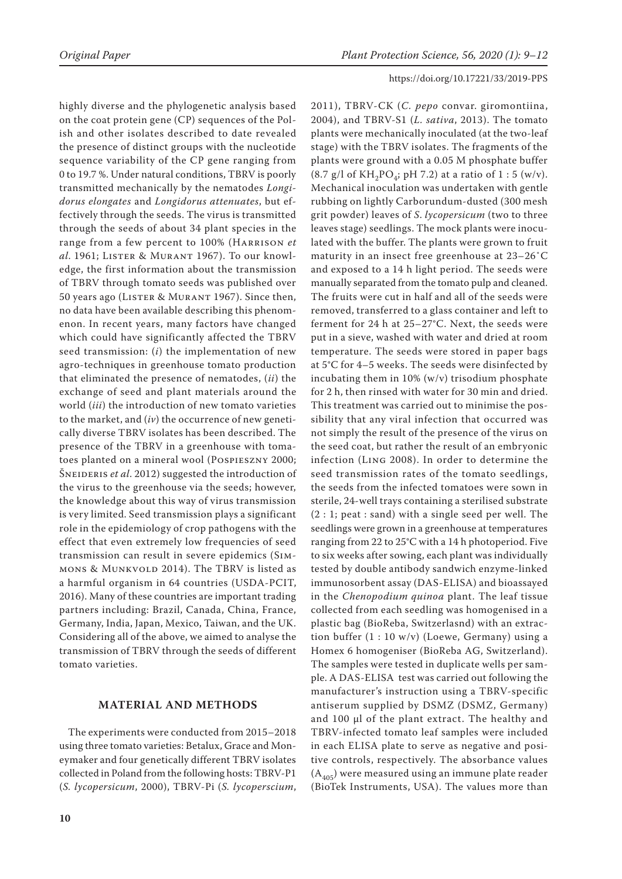highly diverse and the phylogenetic analysis based on the coat protein gene (CP) sequences of the Polish and other isolates described to date revealed the presence of distinct groups with the nucleotide sequence variability of the CP gene ranging from 0 to 19.7 %. Under natural conditions, TBRV is poorly transmitted mechanically by the nematodes *Longidorus elongates* and *Longidorus attenuates*, but effectively through the seeds. The virus is transmitted through the seeds of about 34 plant species in the range from a few percent to 100% (Harrison *et al*. 1961; Lister & Murant 1967). To our knowledge, the first information about the transmission of TBRV through tomato seeds was published over 50 years ago (Lister & Murant 1967). Since then, no data have been available describing this phenomenon. In recent years, many factors have changed which could have significantly affected the TBRV seed transmission: (*i*) the implementation of new agro-techniques in greenhouse tomato production that eliminated the presence of nematodes, (*ii*) the exchange of seed and plant materials around the world (*iii*) the introduction of new tomato varieties to the market, and (*iv*) the occurrence of new genetically diverse TBRV isolates has been described. The presence of the TBRV in a greenhouse with tomatoes planted on a mineral wool (Pospieszny 2000; Šneideris *et al*. 2012) suggested the introduction of the virus to the greenhouse via the seeds; however, the knowledge about this way of virus transmission is very limited. Seed transmission plays a significant role in the epidemiology of crop pathogens with the effect that even extremely low frequencies of seed transmission can result in severe epidemics (Simmons & Munkvold 2014). The TBRV is listed as a harmful organism in 64 countries (USDA-PCIT, 2016). Many of these countries are important trading partners including: Brazil, Canada, China, France, Germany, India, Japan, Mexico, Taiwan, and the UK. Considering all of the above, we aimed to analyse the transmission of TBRV through the seeds of different tomato varieties.

## MATERIAL AND METHODS

The experiments were conducted from 2015–2018 using three tomato varieties: Betalux, Grace and Moneymaker and four genetically different TBRV isolates collected in Poland from the following hosts: TBRV-P1 (*S. lycopersicum*, 2000), TBRV-Pi (*S. lycoperscium*, 2011), TBRV-CK (*C. pepo* convar. giromontiina, 2004), and TBRV-S1 (*L. sativa*, 2013). The tomato plants were mechanically inoculated (at the two-leaf stage) with the TBRV isolates. The fragments of the plants were ground with a 0.05 M phosphate buffer (8.7 g/l of $KH_2PO_4$; pH 7.2) at a ratio of 1 : 5 (w/v). Mechanical inoculation was undertaken with gentle rubbing on lightly Carborundum-dusted (300 mesh grit powder) leaves of *S. lycopersicum* (two to three leaves stage) seedlings. The mock plants were inoculated with the buffer. The plants were grown to fruit maturity in an insect free greenhouse at 23–26˚C and exposed to a 14 h light period. The seeds were manually separated from the tomato pulp and cleaned. The fruits were cut in half and all of the seeds were removed, transferred to a glass container and left to ferment for 24 h at 25–27°C. Next, the seeds were put in a sieve, washed with water and dried at room temperature. The seeds were stored in paper bags at 5°C for 4–5 weeks. The seeds were disinfected by incubating them in 10% (w/v) trisodium phosphate for 2 h, then rinsed with water for 30 min and dried. This treatment was carried out to minimise the possibility that any viral infection that occurred was not simply the result of the presence of the virus on the seed coat, but rather the result of an embryonic infection (Ling 2008). In order to determine the seed transmission rates of the tomato seedlings, the seeds from the infected tomatoes were sown in sterile, 24-well trays containing a sterilised substrate (2 : 1; peat : sand) with a single seed per well. The seedlings were grown in a greenhouse at temperatures ranging from 22 to 25°C with a 14 h photoperiod. Five to six weeks after sowing, each plant was individually tested by double antibody sandwich enzyme-linked immunosorbent assay (DAS-ELISA) and bioassayed in the *Chenopodium quinoa* plant. The leaf tissue collected from each seedling was homogenised in a plastic bag (BioReba, Switzerlasnd) with an extraction buffer (1 : 10 w/v) (Loewe, Germany) using a Homex 6 homogeniser (BioReba AG, Switzerland). The samples were tested in duplicate wells per sample. A DAS-ELISA test was carried out following the manufacturer's instruction using a TBRV-specific antiserum supplied by DSMZ (DSMZ, Germany) and 100 µl of the plant extract. The healthy and TBRV-infected tomato leaf samples were included in each ELISA plate to serve as negative and positive controls, respectively. The absorbance values ($A_{405}$) were measured using an immune plate reader (BioTek Instruments, USA). The values more than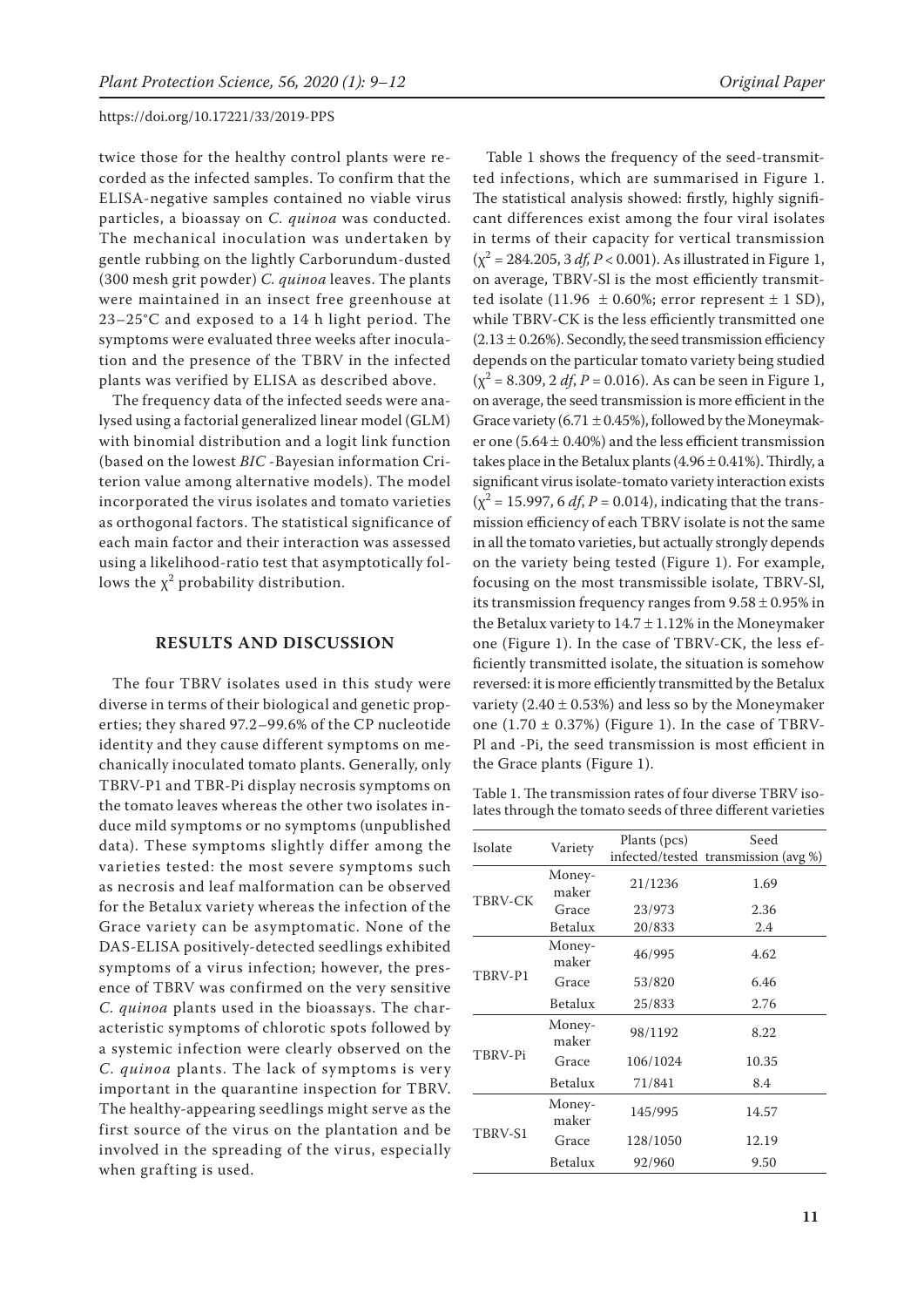twice those for the healthy control plants were recorded as the infected samples. To confirm that the ELISA-negative samples contained no viable virus particles, a bioassay on *C. quinoa* was conducted. The mechanical inoculation was undertaken by gentle rubbing on the lightly Carborundum-dusted (300 mesh grit powder) *C. quinoa* leaves. The plants were maintained in an insect free greenhouse at 23–25°C and exposed to a 14 h light period. The symptoms were evaluated three weeks after inoculation and the presence of the TBRV in the infected plants was verified by ELISA as described above.

The frequency data of the infected seeds were analysed using a factorial generalized linear model (GLM) with binomial distribution and a logit link function (based on the lowest *BIC* -Bayesian information Criterion value among alternative models). The model incorporated the virus isolates and tomato varieties as orthogonal factors. The statistical significance of each main factor and their interaction was assessed using a likelihood-ratio test that asymptotically follows the $\chi^2$ probability distribution.

## RESULTS AND DISCUSSION

The four TBRV isolates used in this study were diverse in terms of their biological and genetic properties; they shared 97.2–99.6% of the CP nucleotide identity and they cause different symptoms on mechanically inoculated tomato plants. Generally, only TBRV-P1 and TBR-Pi display necrosis symptoms on the tomato leaves whereas the other two isolates induce mild symptoms or no symptoms (unpublished data). These symptoms slightly differ among the varieties tested: the most severe symptoms such as necrosis and leaf malformation can be observed for the Betalux variety whereas the infection of the Grace variety can be asymptomatic. None of the DAS-ELISA positively-detected seedlings exhibited symptoms of a virus infection; however, the presence of TBRV was confirmed on the very sensitive *C. quinoa* plants used in the bioassays. The characteristic symptoms of chlorotic spots followed by a systemic infection were clearly observed on the *C. quinoa* plants. The lack of symptoms is very important in the quarantine inspection for TBRV. The healthy-appearing seedlings might serve as the first source of the virus on the plantation and be involved in the spreading of the virus, especially when grafting is used.

Table 1 shows the frequency of the seed-transmitted infections, which are summarised in Figure 1. The statistical analysis showed: firstly, highly significant differences exist among the four viral isolates in terms of their capacity for vertical transmission ($\chi^2$ = 284.205, 3 *df*, $P$ < 0.001). As illustrated in Figure 1, on average, TBRV-Sl is the most efficiently transmitted isolate (11.96 ± 0.60%; error represent ± 1 SD), while TBRV-CK is the less efficiently transmitted one (2.13 ± 0.26%). Secondly, the seed transmission efficiency depends on the particular tomato variety being studied ($\chi^2$ = 8.309, 2 *df*, $P$ = 0.016). As can be seen in Figure 1, on average, the seed transmission is more efficient in the Grace variety (6.71 ± 0.45%), followed by the Moneymaker one (5.64 ± 0.40%) and the less efficient transmission takes place in the Betalux plants (4.96 ± 0.41%). Thirdly, a significant virus isolate-tomato variety interaction exists ($\chi^2$ = 15.997, 6 *df*, $P$ = 0.014), indicating that the transmission efficiency of each TBRV isolate is not the same in all the tomato varieties, but actually strongly depends on the variety being tested (Figure 1). For example, focusing on the most transmissible isolate, TBRV-Sl, its transmission frequency ranges from 9.58 ± 0.95% in the Betalux variety to 14.7 ± 1.12% in the Moneymaker one (Figure 1). In the case of TBRV-CK, the less efficiently transmitted isolate, the situation is somehow reversed: it is more efficiently transmitted by the Betalux variety (2.40 ± 0.53%) and less so by the Moneymaker one (1.70 ± 0.37%) (Figure 1). In the case of TBRV-Pl and -Pi, the seed transmission is most efficient in the Grace plants (Figure 1).

Table 1. The transmission rates of four diverse TBRV isolates through the tomato seeds of three different varieties

| Isolate | Variety | Plants (pcs) infected/tested | Seed transmission (avg %) |
|---|---|---|---|
| TBRV-CK | Moneymaker | 21/1236 | 1.69 |
| | Grace | 23/973 | 2.36 |
| | Betalux | 20/833 | 2.4 |
| TBRV-P1 | Moneymaker | 46/995 | 4.62 |
| | Grace | 53/820 | 6.46 |
| | Betalux | 25/833 | 2.76 |
| TBRV-Pi | Moneymaker | 98/1192 | 8.22 |
| | Grace | 106/1024 | 10.35 |
| | Betalux | 71/841 | 8.4 |
| TBRV-S1 | Moneymaker | 145/995 | 14.57 |
| | Grace | 128/1050 | 12.19 |
| | Betalux | 92/960 | 9.50 |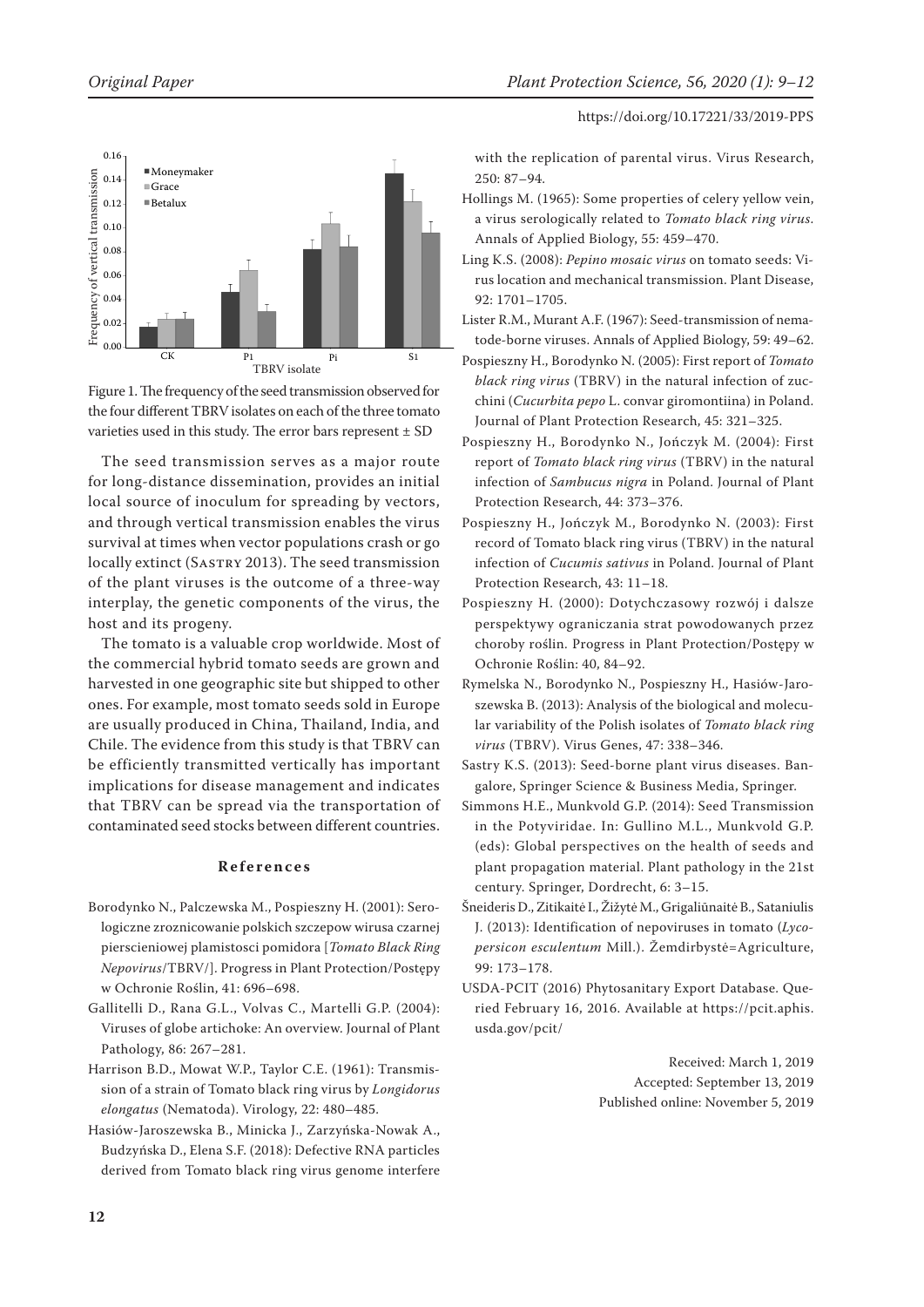0.16
0.14
0.12
0.10
0.08
0.06
0.04
0.02
0.00

Frequency of vertical transmission

■ Moneymaker
■ Grace
■ Betalux

CK P1 Pi S1

TBRV isolate

Figure 1. The frequency of the seed transmission observed for the four different TBRV isolates on each of the three tomato varieties used in this study. The error bars represent ± SD

The seed transmission serves as a major route for long-distance dissemination, provides an initial local source of inoculum for spreading by vectors, and through vertical transmission enables the virus survival at times when vector populations crash or go locally extinct (Sastry 2013). The seed transmission of the plant viruses is the outcome of a three-way interplay, the genetic components of the virus, the host and its progeny.

The tomato is a valuable crop worldwide. Most of the commercial hybrid tomato seeds are grown and harvested in one geographic site but shipped to other ones. For example, most tomato seeds sold in Europe are usually produced in China, Thailand, India, and Chile. The evidence from this study is that TBRV can be efficiently transmitted vertically has important implications for disease management and indicates that TBRV can be spread via the transportation of contaminated seed stocks between different countries.

## References

Borodynko N., Palczewska M., Pospieszny H. (2001): Serologiczne zroznicowanie polskich szczepow wirusa czarnej pierscieniowej plamistosci pomidora [*Tomato Black Ring Nepovirus*/TBRV/]. Progress in Plant Protection/Postępy w Ochronie Roślin, 41: 696–698.

Gallitelli D., Rana G.L., Volvas C., Martelli G.P. (2004): Viruses of globe artichoke: An overview. Journal of Plant Pathology, 86: 267–281.

Harrison B.D., Mowat W.P., Taylor C.E. (1961): Transmission of a strain of Tomato black ring virus by *Longidorus elongatus* (Nematoda). Virology, 22: 480–485.

Hasiów-Jaroszewska B., Minicka J., Zarzyńska-Nowak A., Budzyńska D., Elena S.F. (2018): Defective RNA particles derived from Tomato black ring virus genome interfere with the replication of parental virus. Virus Research, 250: 87–94.

Hollings M. (1965): Some properties of celery yellow vein, a virus serologically related to *Tomato black ring virus*. Annals of Applied Biology, 55: 459–470.

Ling K.S. (2008): *Pepino mosaic virus* on tomato seeds: Virus location and mechanical transmission. Plant Disease, 92: 1701–1705.

Lister R.M., Murant A.F. (1967): Seed-transmission of nematode-borne viruses. Annals of Applied Biology, 59: 49–62.

Pospieszny H., Borodynko N. (2005): First report of *Tomato black ring virus* (TBRV) in the natural infection of zucchini (*Cucurbita pepo* L. convar giromontiina) in Poland. Journal of Plant Protection Research, 45: 321–325.

Pospieszny H., Borodynko N., Jończyk M. (2004): First report of *Tomato black ring virus* (TBRV) in the natural infection of *Sambucus nigra* in Poland. Journal of Plant Protection Research, 44: 373–376.

Pospieszny H., Jończyk M., Borodynko N. (2003): First record of Tomato black ring virus (TBRV) in the natural infection of *Cucumis sativus* in Poland. Journal of Plant Protection Research, 43: 11–18.

Pospieszny H. (2000): Dotychczasowy rozwój i dalsze perspektywy ograniczania strat powodowanych przez choroby roślin. Progress in Plant Protection/Postępy w Ochronie Roślin: 40, 84–92.

Rymelska N., Borodynko N., Pospieszny H., Hasiów-Jaroszewska B. (2013): Analysis of the biological and molecular variability of the Polish isolates of *Tomato black ring virus* (TBRV). Virus Genes, 47: 338–346.

Sastry K.S. (2013): Seed-borne plant virus diseases. Bangalore, Springer Science & Business Media, Springer.

Simmons H.E., Munkvold G.P. (2014): Seed Transmission in the Potyviridae. In: Gullino M.L., Munkvold G.P. (eds): Global perspectives on the health of seeds and plant propagation material. Plant pathology in the 21st century. Springer, Dordrecht, 6: 3–15.

Šneideris D., Zitikaitė I., Žižytė M., Grigaliūnaitė B., Sataniulis J. (2013): Identification of nepoviruses in tomato (*Lycopersicon esculentum* Mill.). Žemdirbystė=Agriculture, 99: 173–178.

USDA-PCIT (2016) Phytosanitary Export Database. Queried February 16, 2016. Available at https://pcit.aphis.usda.gov/pcit/

Received: March 1, 2019
Accepted: September 13, 2019
Published online: November 5, 2019